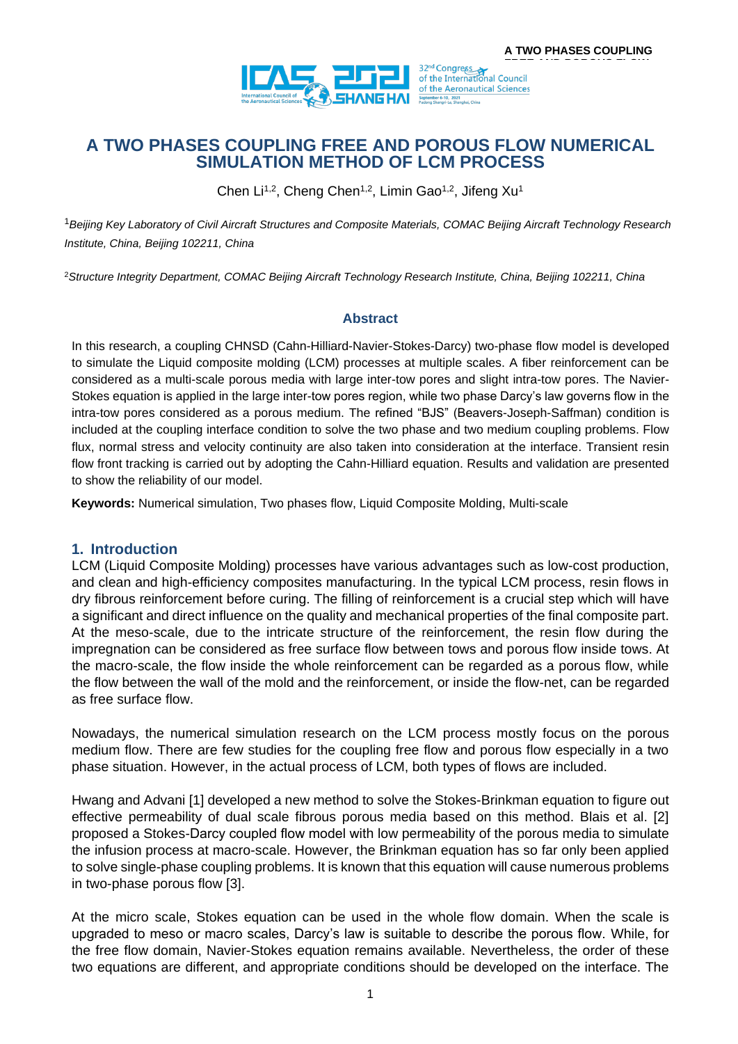# A TWO PHASES COUPLING FREE AND POROUS FLOW NUMERICAL SIMULATION METHOD OF LCM PROCESS

Chen Li[1,2], Cheng Chen[1,2], Limin Gao[1,2], Jifeng Xu[1]

[1]*Beijing Key Laboratory of Civil Aircraft Structures and Composite Materials, COMAC Beijing Aircraft Technology Research Institute, China, Beijing 102211, China*

[2]*Structure Integrity Department, COMAC Beijing Aircraft Technology Research Institute, China, Beijing 102211, China*

## Abstract

In this research, a coupling CHNSD (Cahn-Hilliard-Navier-Stokes-Darcy) two-phase flow model is developed to simulate the Liquid composite molding (LCM) processes at multiple scales. A fiber reinforcement can be considered as a multi-scale porous media with large inter-tow pores and slight intra-tow pores. The Navier-Stokes equation is applied in the large inter-tow pores region, while two phase Darcy's law governs flow in the intra-tow pores considered as a porous medium. The refined "BJS" (Beavers-Joseph-Saffman) condition is included at the coupling interface condition to solve the two phase and two medium coupling problems. Flow flux, normal stress and velocity continuity are also taken into consideration at the interface. Transient resin flow front tracking is carried out by adopting the Cahn-Hilliard equation. Results and validation are presented to show the reliability of our model.

**Keywords:** Numerical simulation, Two phases flow, Liquid Composite Molding, Multi-scale

## 1. Introduction

LCM (Liquid Composite Molding) processes have various advantages such as low-cost production, and clean and high-efficiency composites manufacturing. In the typical LCM process, resin flows in dry fibrous reinforcement before curing. The filling of reinforcement is a crucial step which will have a significant and direct influence on the quality and mechanical properties of the final composite part. At the meso-scale, due to the intricate structure of the reinforcement, the resin flow during the impregnation can be considered as free surface flow between tows and porous flow inside tows. At the macro-scale, the flow inside the whole reinforcement can be regarded as a porous flow, while the flow between the wall of the mold and the reinforcement, or inside the flow-net, can be regarded as free surface flow.

Nowadays, the numerical simulation research on the LCM process mostly focus on the porous medium flow. There are few studies for the coupling free flow and porous flow especially in a two phase situation. However, in the actual process of LCM, both types of flows are included.

Hwang and Advani [1] developed a new method to solve the Stokes-Brinkman equation to figure out effective permeability of dual scale fibrous porous media based on this method. Blais et al. [2] proposed a Stokes-Darcy coupled flow model with low permeability of the porous media to simulate the infusion process at macro-scale. However, the Brinkman equation has so far only been applied to solve single-phase coupling problems. It is known that this equation will cause numerous problems in two-phase porous flow [3].

At the micro scale, Stokes equation can be used in the whole flow domain. When the scale is upgraded to meso or macro scales, Darcy's law is suitable to describe the porous flow. While, for the free flow domain, Navier-Stokes equation remains available. Nevertheless, the order of these two equations are different, and appropriate conditions should be developed on the interface. The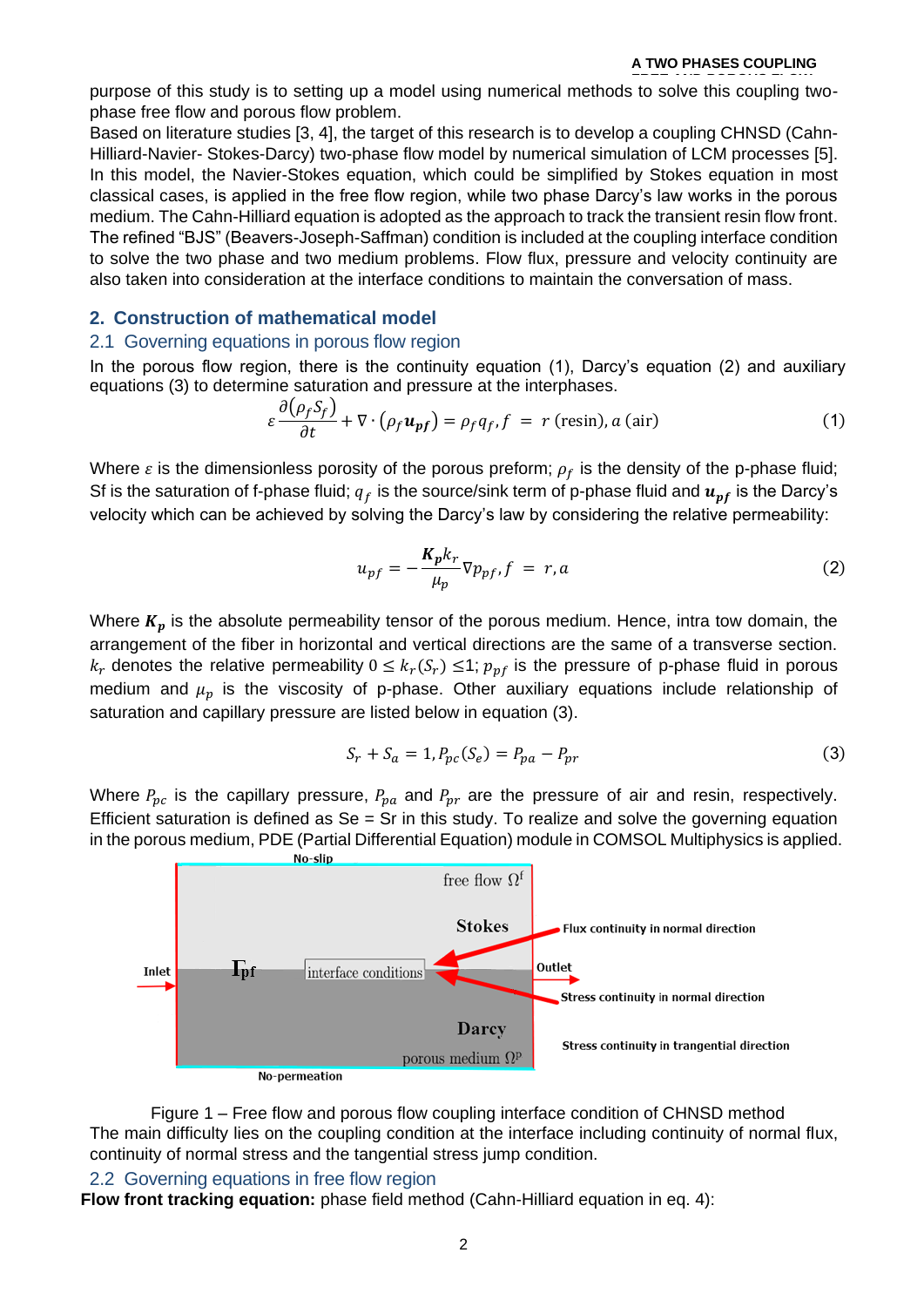purpose of this study is to setting up a model using numerical methods to solve this coupling two-phase free flow and porous flow problem.

Based on literature studies [3, 4], the target of this research is to develop a coupling CHNSD (Cahn-Hilliard-Navier- Stokes-Darcy) two-phase flow model by numerical simulation of LCM processes [5]. In this model, the Navier-Stokes equation, which could be simplified by Stokes equation in most classical cases, is applied in the free flow region, while two phase Darcy's law works in the porous medium. The Cahn-Hilliard equation is adopted as the approach to track the transient resin flow front. The refined "BJS" (Beavers-Joseph-Saffman) condition is included at the coupling interface condition to solve the two phase and two medium problems. Flow flux, pressure and velocity continuity are also taken into consideration at the interface conditions to maintain the conversation of mass.

## 2. Construction of mathematical model

### 2.1 Governing equations in porous flow region

In the porous flow region, there is the continuity equation (1), Darcy's equation (2) and auxiliary equations (3) to determine saturation and pressure at the interphases.

$$\varepsilon \frac{\partial(\rho_f S_f)}{\partial t} + \nabla \cdot (\rho_f \boldsymbol{u_{pf}}) = \rho_f q_f, f = r\,(\text{resin}), a\,(\text{air}) \tag{1}$$

Where $\varepsilon$ is the dimensionless porosity of the porous preform; $\rho_f$ is the density of the p-phase fluid; Sf is the saturation of f-phase fluid; $q_f$ is the source/sink term of p-phase fluid and $\boldsymbol{u_{pf}}$ is the Darcy's velocity which can be achieved by solving the Darcy's law by considering the relative permeability:

$$u_{pf} = -\frac{\boldsymbol{K_p} k_r}{\mu_p} \nabla p_{pf}, f = r, a \tag{2}$$

Where $\boldsymbol{K_p}$ is the absolute permeability tensor of the porous medium. Hence, intra tow domain, the arrangement of the fiber in horizontal and vertical directions are the same of a transverse section. $k_r$ denotes the relative permeability $0 \leq k_r(S_r) \leq 1$; $p_{pf}$ is the pressure of p-phase fluid in porous medium and $\mu_p$ is the viscosity of p-phase. Other auxiliary equations include relationship of saturation and capillary pressure are listed below in equation (3).

$$S_r + S_a = 1, P_{pc}(S_e) = P_{pa} - P_{pr} \tag{3}$$

Where $P_{pc}$ is the capillary pressure, $P_{pa}$ and $P_{pr}$ are the pressure of air and resin, respectively. Efficient saturation is defined as Se = Sr in this study. To realize and solve the governing equation in the porous medium, PDE (Partial Differential Equation) module in COMSOL Multiphysics is applied.

Figure 1 – Free flow and porous flow coupling interface condition of CHNSD method

The main difficulty lies on the coupling condition at the interface including continuity of normal flux, continuity of normal stress and the tangential stress jump condition.

### 2.2 Governing equations in free flow region

**Flow front tracking equation:** phase field method (Cahn-Hilliard equation in eq. 4):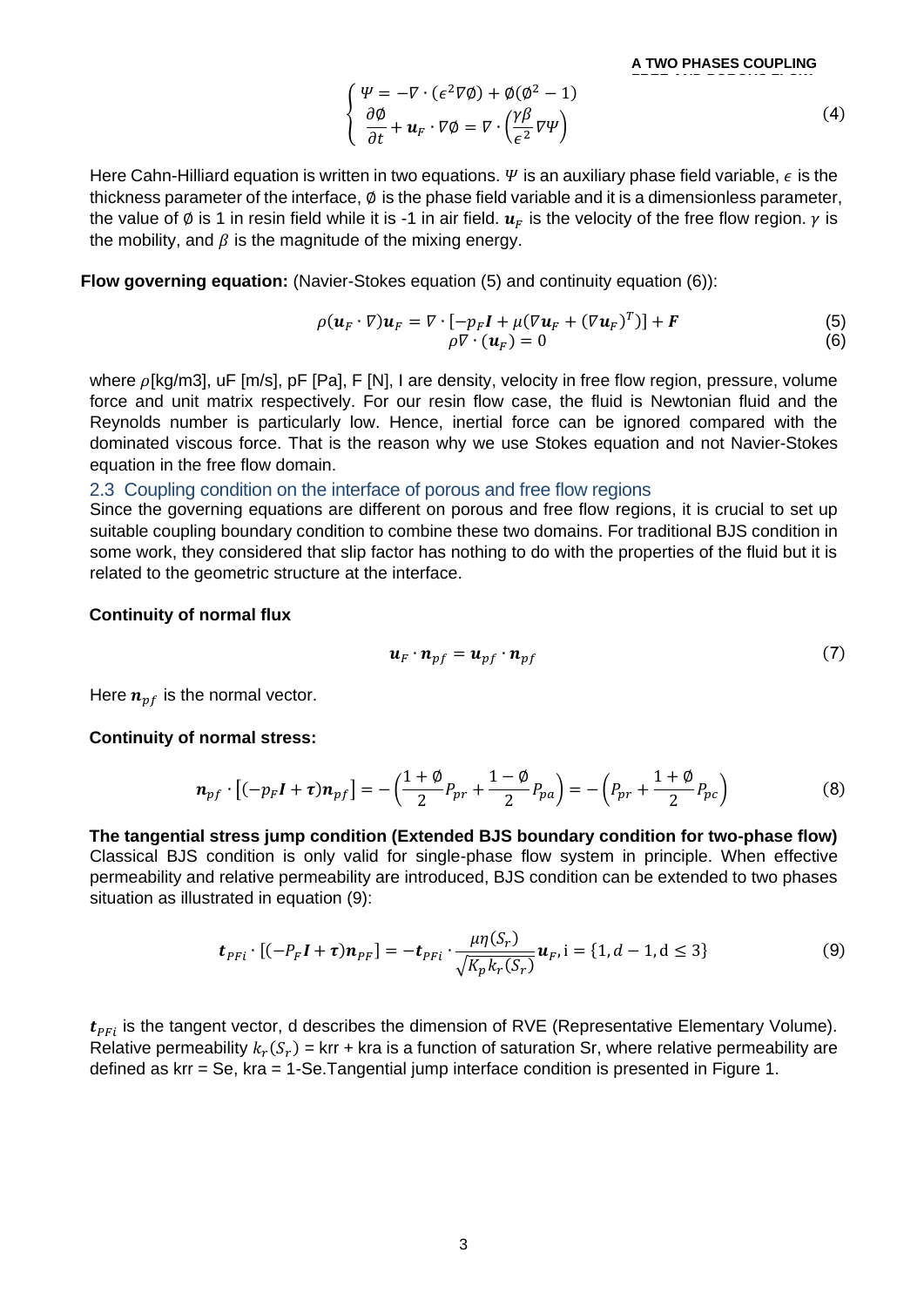$$\begin{cases} \Psi = -\nabla \cdot (\epsilon^2 \nabla \emptyset) + \emptyset(\emptyset^2 - 1) \\ \dfrac{\partial \emptyset}{\partial t} + \boldsymbol{u}_F \cdot \nabla \emptyset = \nabla \cdot \left( \dfrac{\gamma \beta}{\epsilon^2} \nabla \Psi \right) \end{cases} \tag{4}$$

Here Cahn-Hilliard equation is written in two equations. $\Psi$ is an auxiliary phase field variable, $\epsilon$ is the thickness parameter of the interface, $\emptyset$ is the phase field variable and it is a dimensionless parameter, the value of $\emptyset$ is 1 in resin field while it is -1 in air field. $\boldsymbol{u}_F$ is the velocity of the free flow region. $\gamma$ is the mobility, and $\beta$ is the magnitude of the mixing energy.

**Flow governing equation:** (Navier-Stokes equation (5) and continuity equation (6)):

$$\rho(\boldsymbol{u}_F \cdot \nabla)\boldsymbol{u}_F = \nabla \cdot [-p_F \boldsymbol{I} + \mu(\nabla \boldsymbol{u}_F + (\nabla \boldsymbol{u}_F)^T)] + \boldsymbol{F} \tag{5}$$

$$\rho \nabla \cdot (\boldsymbol{u}_F) = 0 \tag{6}$$

where $\rho$[kg/m3], uF [m/s], pF [Pa], F [N], I are density, velocity in free flow region, pressure, volume force and unit matrix respectively. For our resin flow case, the fluid is Newtonian fluid and the Reynolds number is particularly low. Hence, inertial force can be ignored compared with the dominated viscous force. That is the reason why we use Stokes equation and not Navier-Stokes equation in the free flow domain.

### 2.3 Coupling condition on the interface of porous and free flow regions

Since the governing equations are different on porous and free flow regions, it is crucial to set up suitable coupling boundary condition to combine these two domains. For traditional BJS condition in some work, they considered that slip factor has nothing to do with the properties of the fluid but it is related to the geometric structure at the interface.

**Continuity of normal flux**

$$\boldsymbol{u}_F \cdot \boldsymbol{n}_{pf} = \boldsymbol{u}_{pf} \cdot \boldsymbol{n}_{pf} \tag{7}$$

Here $\boldsymbol{n}_{pf}$ is the normal vector.

**Continuity of normal stress:**

$$\boldsymbol{n}_{pf} \cdot \left[(-p_F \boldsymbol{I} + \boldsymbol{\tau})\boldsymbol{n}_{pf}\right] = -\left(\frac{1+\emptyset}{2} P_{pr} + \frac{1-\emptyset}{2} P_{pa}\right) = -\left(P_{pr} + \frac{1+\emptyset}{2} P_{pc}\right) \tag{8}$$

**The tangential stress jump condition (Extended BJS boundary condition for two-phase flow)**

Classical BJS condition is only valid for single-phase flow system in principle. When effective permeability and relative permeability are introduced, BJS condition can be extended to two phases situation as illustrated in equation (9):

$$\boldsymbol{t}_{PFi} \cdot [(-P_F \boldsymbol{I} + \boldsymbol{\tau})\boldsymbol{n}_{PF}] = -\boldsymbol{t}_{PFi} \cdot \frac{\mu \eta(S_r)}{\sqrt{K_p k_r(S_r)}} \boldsymbol{u}_F, \mathrm{i} = \{1, d-1, \mathrm{d} \leq 3\} \tag{9}$$

$\boldsymbol{t}_{PFi}$ is the tangent vector, d describes the dimension of RVE (Representative Elementary Volume). Relative permeability $k_r(S_r)$ = krr + kra is a function of saturation Sr, where relative permeability are defined as krr = Se, kra = 1-Se.Tangential jump interface condition is presented in Figure 1.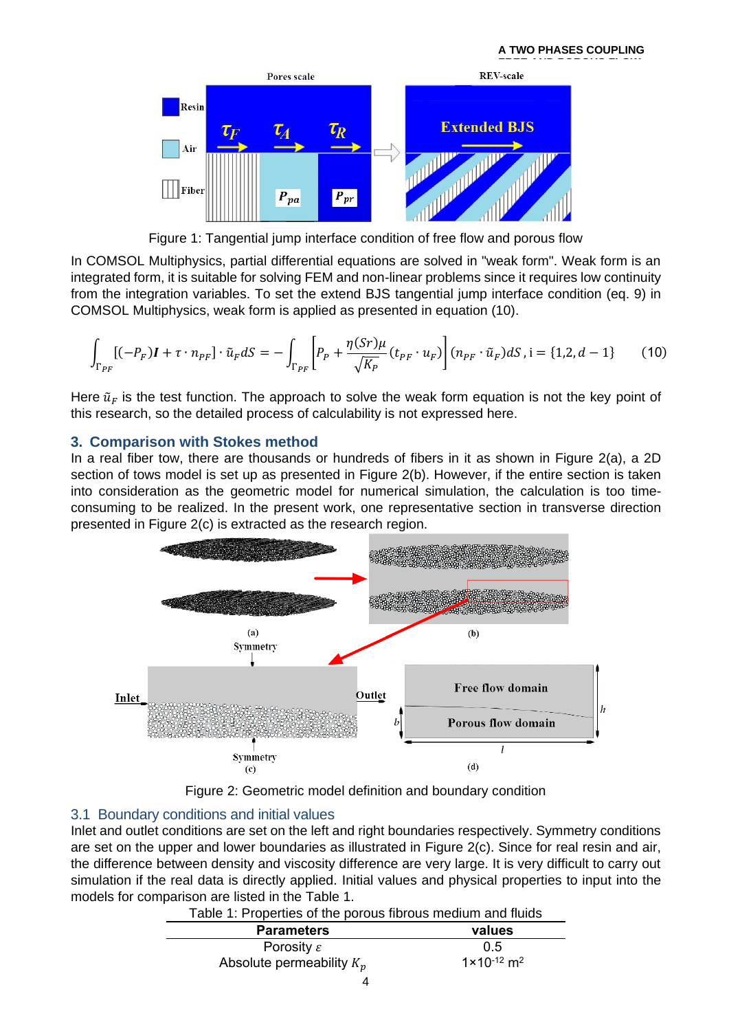Figure 1: Tangential jump interface condition of free flow and porous flow

In COMSOL Multiphysics, partial differential equations are solved in "weak form". Weak form is an integrated form, it is suitable for solving FEM and non-linear problems since it requires low continuity from the integration variables. To set the extend BJS tangential jump interface condition (eq. 9) in COMSOL Multiphysics, weak form is applied as presented in equation (10).

$$\int_{\Gamma_{PF}} [(-P_F)\boldsymbol{I} + \tau \cdot n_{PF}] \cdot \tilde{u}_F dS = -\int_{\Gamma_{PF}} \left[P_P + \frac{\eta(Sr)\mu}{\sqrt{K_P}}(t_{PF} \cdot u_F)\right](n_{PF} \cdot \tilde{u}_F)dS \text{, i} = \{1,2,d-1\} \qquad (10)$$

Here $\tilde{u}_F$ is the test function. The approach to solve the weak form equation is not the key point of this research, so the detailed process of calculability is not expressed here.

## 3. Comparison with Stokes method

In a real fiber tow, there are thousands or hundreds of fibers in it as shown in Figure 2(a), a 2D section of tows model is set up as presented in Figure 2(b). However, if the entire section is taken into consideration as the geometric model for numerical simulation, the calculation is too time-consuming to be realized. In the present work, one representative section in transverse direction presented in Figure 2(c) is extracted as the research region.

Figure 2: Geometric model definition and boundary condition

### 3.1 Boundary conditions and initial values

Inlet and outlet conditions are set on the left and right boundaries respectively. Symmetry conditions are set on the upper and lower boundaries as illustrated in Figure 2(c). Since for real resin and air, the difference between density and viscosity difference are very large. It is very difficult to carry out simulation if the real data is directly applied. Initial values and physical properties to input into the models for comparison are listed in the Table 1.

Table 1: Properties of the porous fibrous medium and fluids

| Parameters | values |
|---|---|
| Porosity $\varepsilon$ | 0.5 |
| Absolute permeability $K_p$ | $1\times10^{-12}$ m$^2$ |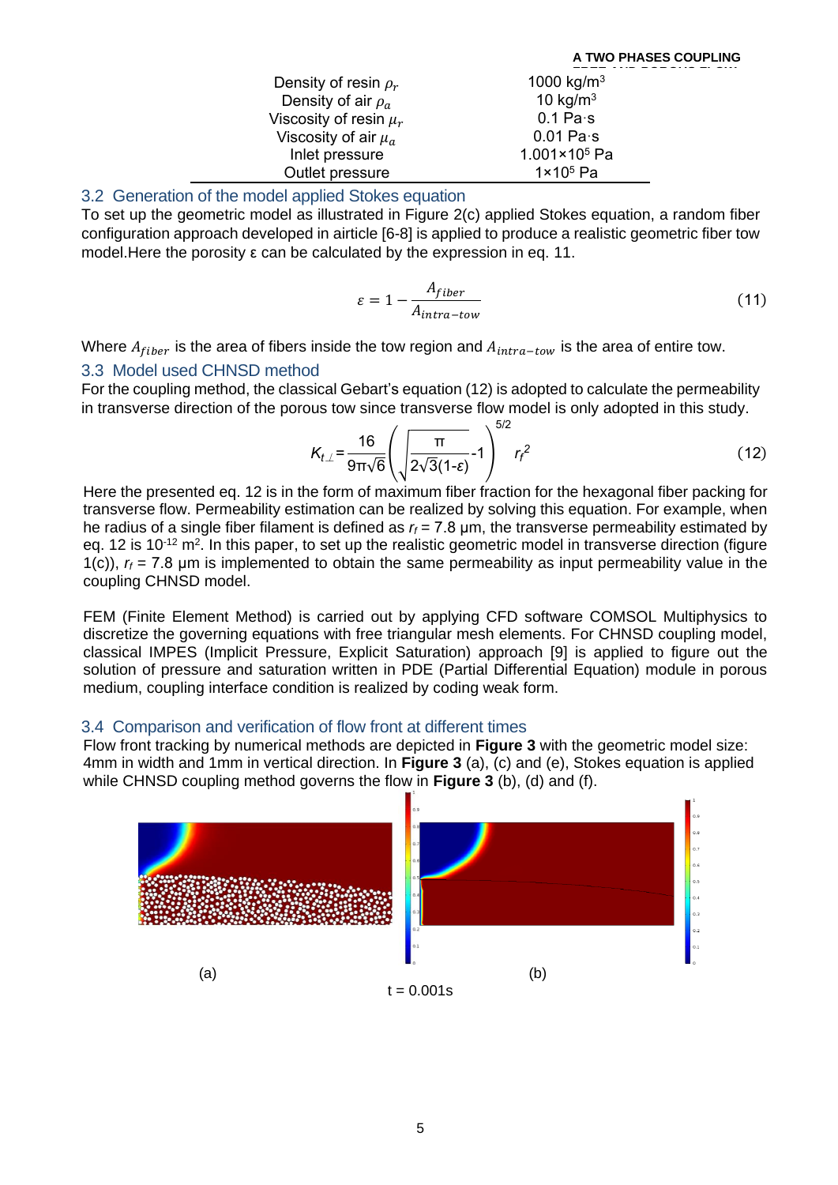| | |
|---|---|
| Density of resin $\rho_r$ | 1000 kg/m$^3$ |
| Density of air $\rho_a$ | 10 kg/m$^3$ |
| Viscosity of resin $\mu_r$ | 0.1 Pa·s |
| Viscosity of air $\mu_a$ | 0.01 Pa·s |
| Inlet pressure | 1.001×10$^5$ Pa |
| Outlet pressure | 1×10$^5$ Pa |

## 3.2 Generation of the model applied Stokes equation

To set up the geometric model as illustrated in Figure 2(c) applied Stokes equation, a random fiber configuration approach developed in airticle [6-8] is applied to produce a realistic geometric fiber tow model.Here the porosity ε can be calculated by the expression in eq. 11.

$$\varepsilon = 1 - \frac{A_{fiber}}{A_{intra-tow}} \tag{11}$$

Where $A_{fiber}$ is the area of fibers inside the tow region and $A_{intra-tow}$ is the area of entire tow.

## 3.3 Model used CHNSD method

For the coupling method, the classical Gebart's equation (12) is adopted to calculate the permeability in transverse direction of the porous tow since transverse flow model is only adopted in this study.

$$K_{t\perp} = \frac{16}{9\pi\sqrt{6}}\left(\sqrt{\frac{\pi}{2\sqrt{3}(1-\varepsilon)}}-1\right)^{5/2} r_f^2 \tag{12}$$

Here the presented eq. 12 is in the form of maximum fiber fraction for the hexagonal fiber packing for transverse flow. Permeability estimation can be realized by solving this equation. For example, when he radius of a single fiber filament is defined as $r_f$ = 7.8 μm, the transverse permeability estimated by eq. 12 is $10^{-12}$ m$^2$. In this paper, to set up the realistic geometric model in transverse direction (figure 1(c)), $r_f$ = 7.8 μm is implemented to obtain the same permeability as input permeability value in the coupling CHNSD model.

FEM (Finite Element Method) is carried out by applying CFD software COMSOL Multiphysics to discretize the governing equations with free triangular mesh elements. For CHNSD coupling model, classical IMPES (Implicit Pressure, Explicit Saturation) approach [9] is applied to figure out the solution of pressure and saturation written in PDE (Partial Differential Equation) module in porous medium, coupling interface condition is realized by coding weak form.

## 3.4 Comparison and verification of flow front at different times

Flow front tracking by numerical methods are depicted in **Figure 3** with the geometric model size: 4mm in width and 1mm in vertical direction. In **Figure 3** (a), (c) and (e), Stokes equation is applied while CHNSD coupling method governs the flow in **Figure 3** (b), (d) and (f).

(a) (b)

t = 0.001s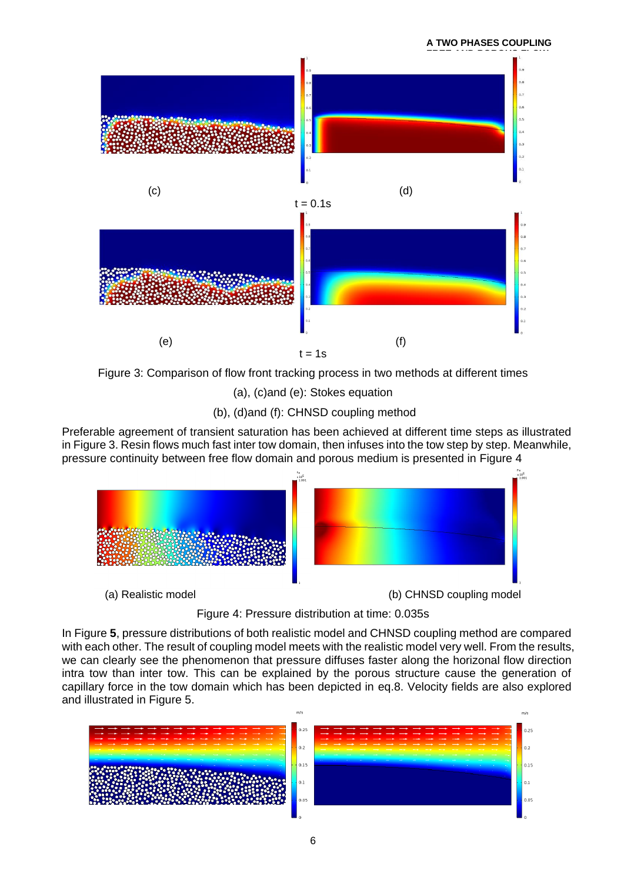(c) (d)

t = 0.1s

(e) (f)

t = 1s

Figure 3: Comparison of flow front tracking process in two methods at different times

(a), (c)and (e): Stokes equation

(b), (d)and (f): CHNSD coupling method

Preferable agreement of transient saturation has been achieved at different time steps as illustrated in Figure 3. Resin flows much fast inter tow domain, then infuses into the tow step by step. Meanwhile, pressure continuity between free flow domain and porous medium is presented in Figure 4

(a) Realistic model (b) CHNSD coupling model

Figure 4: Pressure distribution at time: 0.035s

In Figure **5**, pressure distributions of both realistic model and CHNSD coupling method are compared with each other. The result of coupling model meets with the realistic model very well. From the results, we can clearly see the phenomenon that pressure diffuses faster along the horizonal flow direction intra tow than inter tow. This can be explained by the porous structure cause the generation of capillary force in the tow domain which has been depicted in eq.8. Velocity fields are also explored and illustrated in Figure 5.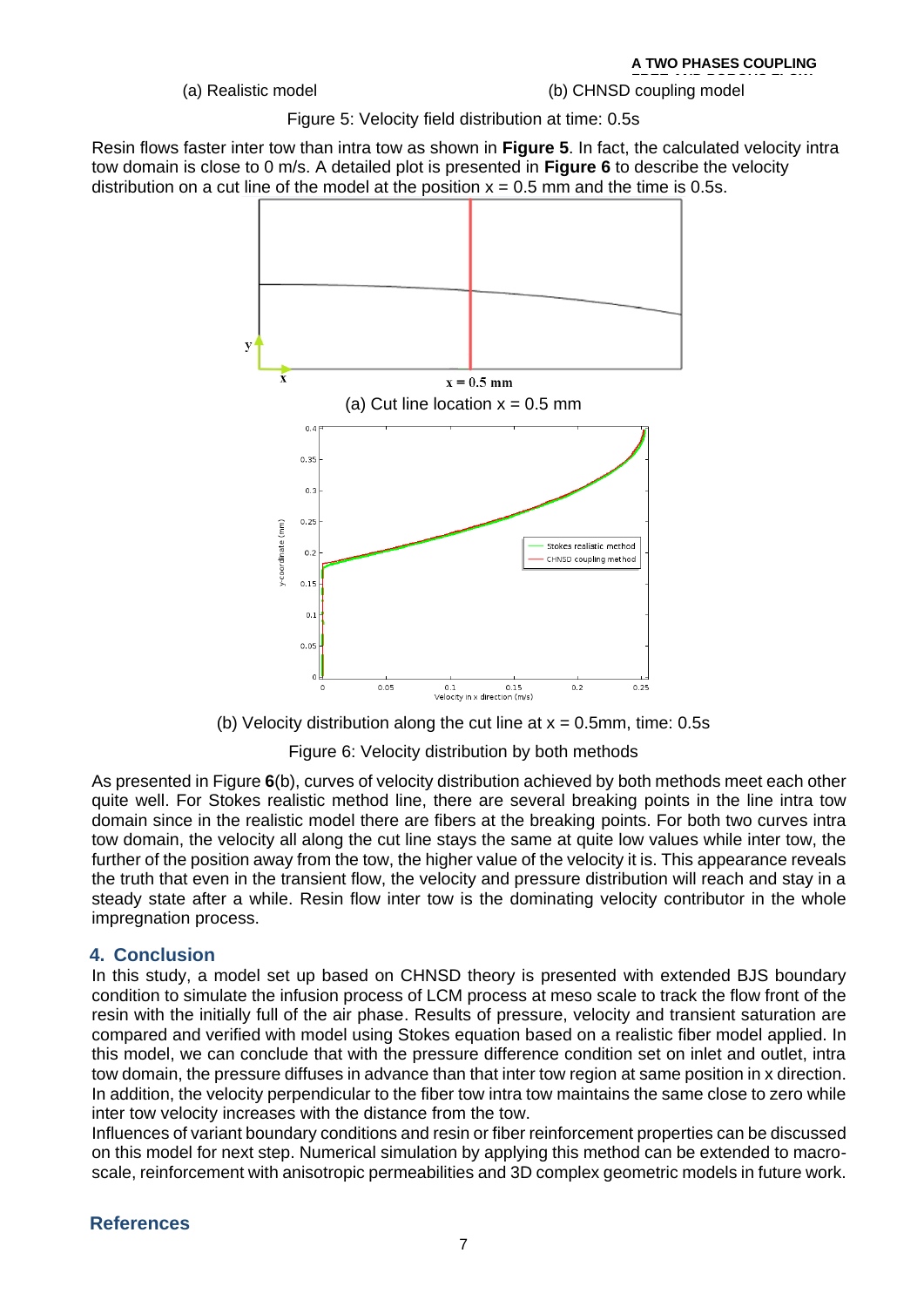(a) Realistic model (b) CHNSD coupling model

Figure 5: Velocity field distribution at time: 0.5s

Resin flows faster inter tow than intra tow as shown in **Figure 5**. In fact, the calculated velocity intra tow domain is close to 0 m/s. A detailed plot is presented in **Figure 6** to describe the velocity distribution on a cut line of the model at the position x = 0.5 mm and the time is 0.5s.

(a) Cut line location x = 0.5 mm

(b) Velocity distribution along the cut line at x = 0.5mm, time: 0.5s

Figure 6: Velocity distribution by both methods

As presented in Figure **6**(b), curves of velocity distribution achieved by both methods meet each other quite well. For Stokes realistic method line, there are several breaking points in the line intra tow domain since in the realistic model there are fibers at the breaking points. For both two curves intra tow domain, the velocity all along the cut line stays the same at quite low values while inter tow, the further of the position away from the tow, the higher value of the velocity it is. This appearance reveals the truth that even in the transient flow, the velocity and pressure distribution will reach and stay in a steady state after a while. Resin flow inter tow is the dominating velocity contributor in the whole impregnation process.

## 4. Conclusion

In this study, a model set up based on CHNSD theory is presented with extended BJS boundary condition to simulate the infusion process of LCM process at meso scale to track the flow front of the resin with the initially full of the air phase. Results of pressure, velocity and transient saturation are compared and verified with model using Stokes equation based on a realistic fiber model applied. In this model, we can conclude that with the pressure difference condition set on inlet and outlet, intra tow domain, the pressure diffuses in advance than that inter tow region at same position in x direction. In addition, the velocity perpendicular to the fiber tow intra tow maintains the same close to zero while inter tow velocity increases with the distance from the tow.

Influences of variant boundary conditions and resin or fiber reinforcement properties can be discussed on this model for next step. Numerical simulation by applying this method can be extended to macro-scale, reinforcement with anisotropic permeabilities and 3D complex geometric models in future work.

## References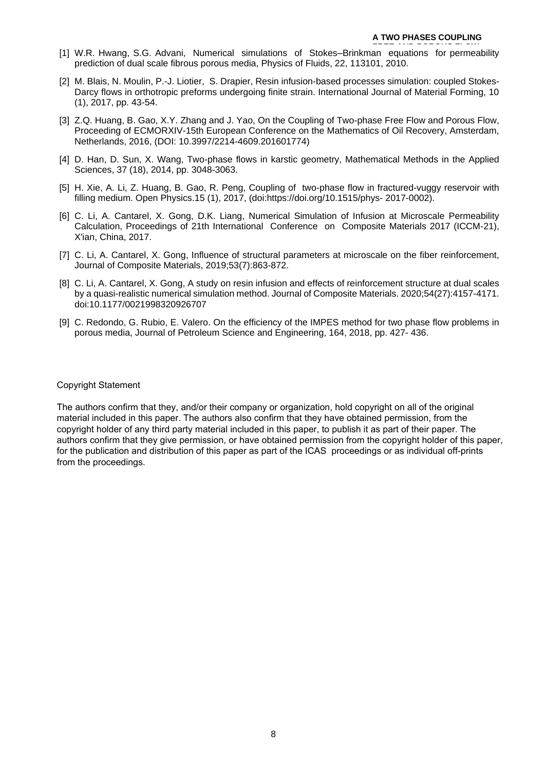[1] W.R. Hwang, S.G. Advani, Numerical simulations of Stokes–Brinkman equations for permeability prediction of dual scale fibrous porous media, Physics of Fluids, 22, 113101, 2010.

[2] M. Blais, N. Moulin, P.-J. Liotier, S. Drapier, Resin infusion-based processes simulation: coupled Stokes-Darcy flows in orthotropic preforms undergoing finite strain. International Journal of Material Forming, 10 (1), 2017, pp. 43-54.

[3] Z.Q. Huang, B. Gao, X.Y. Zhang and J. Yao, On the Coupling of Two-phase Free Flow and Porous Flow, Proceeding of ECMORXIV-15th European Conference on the Mathematics of Oil Recovery, Amsterdam, Netherlands, 2016, (DOI: 10.3997/2214-4609.201601774)

[4] D. Han, D. Sun, X. Wang, Two-phase flows in karstic geometry, Mathematical Methods in the Applied Sciences, 37 (18), 2014, pp. 3048-3063.

[5] H. Xie, A. Li, Z. Huang, B. Gao, R. Peng, Coupling of two-phase flow in fractured-vuggy reservoir with filling medium. Open Physics.15 (1), 2017, (doi:https://doi.org/10.1515/phys- 2017-0002).

[6] C. Li, A. Cantarel, X. Gong, D.K. Liang, Numerical Simulation of Infusion at Microscale Permeability Calculation, Proceedings of 21th International Conference on Composite Materials 2017 (ICCM-21), X'ian, China, 2017.

[7] C. Li, A. Cantarel, X. Gong, Influence of structural parameters at microscale on the fiber reinforcement, Journal of Composite Materials, 2019;53(7):863-872.

[8] C. Li, A. Cantarel, X. Gong, A study on resin infusion and effects of reinforcement structure at dual scales by a quasi-realistic numerical simulation method. Journal of Composite Materials. 2020;54(27):4157-4171. doi:10.1177/0021998320926707

[9] C. Redondo, G. Rubio, E. Valero. On the efficiency of the IMPES method for two phase flow problems in porous media, Journal of Petroleum Science and Engineering, 164, 2018, pp. 427- 436.

Copyright Statement

The authors confirm that they, and/or their company or organization, hold copyright on all of the original material included in this paper. The authors also confirm that they have obtained permission, from the copyright holder of any third party material included in this paper, to publish it as part of their paper. The authors confirm that they give permission, or have obtained permission from the copyright holder of this paper, for the publication and distribution of this paper as part of the ICAS proceedings or as individual off-prints from the proceedings.